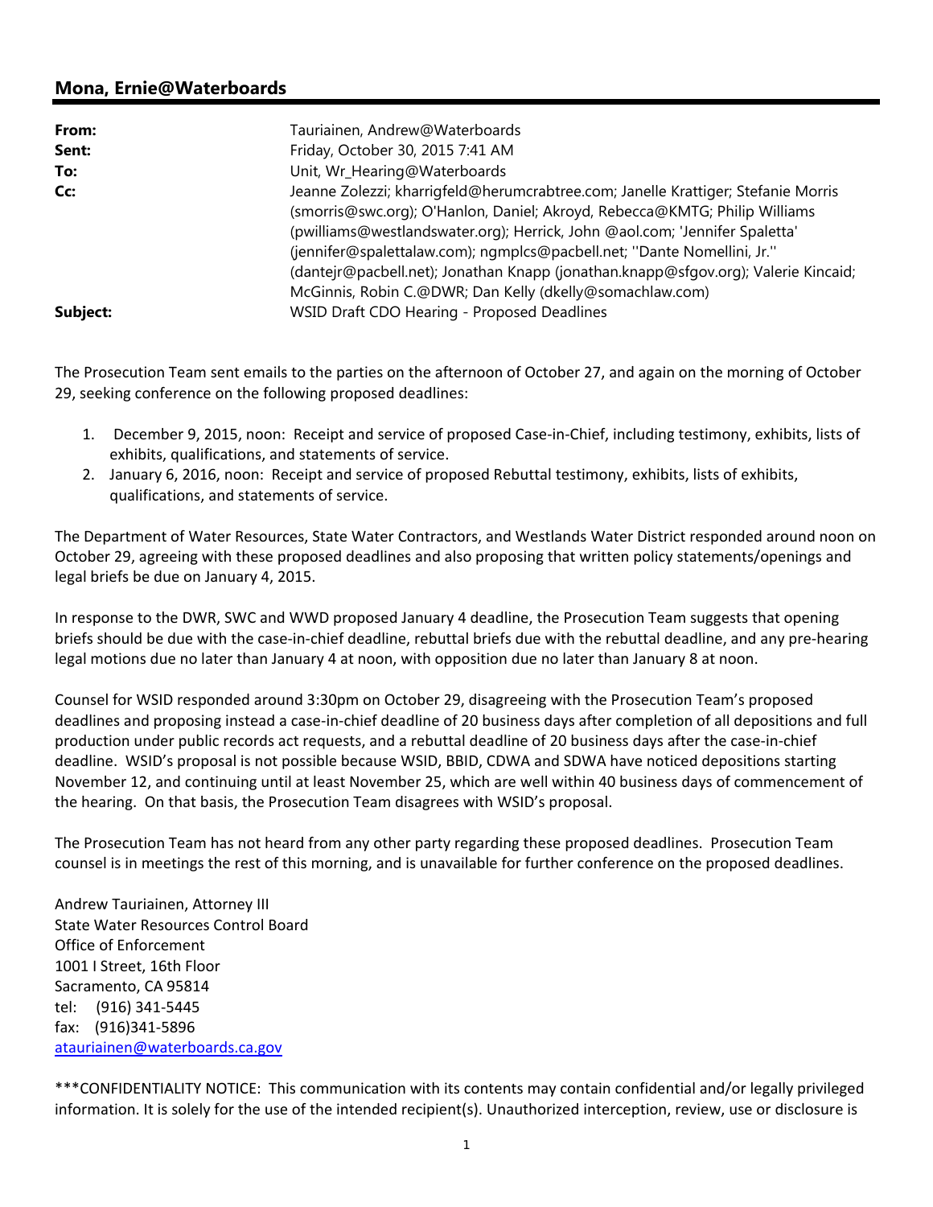## Mona, Ernie@Waterboards

| | |
|---|---|
| **From:** | Tauriainen, Andrew@Waterboards |
| **Sent:** | Friday, October 30, 2015 7:41 AM |
| **To:** | Unit, Wr_Hearing@Waterboards |
| **Cc:** | Jeanne Zolezzi; kharrigfeld@herumcrabtree.com; Janelle Krattiger; Stefanie Morris (smorris@swc.org); O'Hanlon, Daniel; Akroyd, Rebecca@KMTG; Philip Williams (pwilliams@westlandswater.org); Herrick, John @aol.com; 'Jennifer Spaletta' (jennifer@spalettalaw.com); ngmplcs@pacbell.net; ''Dante Nomellini, Jr.'' (dantejr@pacbell.net); Jonathan Knapp (jonathan.knapp@sfgov.org); Valerie Kincaid; McGinnis, Robin C.@DWR; Dan Kelly (dkelly@somachlaw.com) |
| **Subject:** | WSID Draft CDO Hearing - Proposed Deadlines |

The Prosecution Team sent emails to the parties on the afternoon of October 27, and again on the morning of October 29, seeking conference on the following proposed deadlines:

1. December 9, 2015, noon: Receipt and service of proposed Case-in-Chief, including testimony, exhibits, lists of exhibits, qualifications, and statements of service.
2. January 6, 2016, noon: Receipt and service of proposed Rebuttal testimony, exhibits, lists of exhibits, qualifications, and statements of service.

The Department of Water Resources, State Water Contractors, and Westlands Water District responded around noon on October 29, agreeing with these proposed deadlines and also proposing that written policy statements/openings and legal briefs be due on January 4, 2015.

In response to the DWR, SWC and WWD proposed January 4 deadline, the Prosecution Team suggests that opening briefs should be due with the case-in-chief deadline, rebuttal briefs due with the rebuttal deadline, and any pre-hearing legal motions due no later than January 4 at noon, with opposition due no later than January 8 at noon.

Counsel for WSID responded around 3:30pm on October 29, disagreeing with the Prosecution Team's proposed deadlines and proposing instead a case-in-chief deadline of 20 business days after completion of all depositions and full production under public records act requests, and a rebuttal deadline of 20 business days after the case-in-chief deadline. WSID's proposal is not possible because WSID, BBID, CDWA and SDWA have noticed depositions starting November 12, and continuing until at least November 25, which are well within 40 business days of commencement of the hearing. On that basis, the Prosecution Team disagrees with WSID's proposal.

The Prosecution Team has not heard from any other party regarding these proposed deadlines. Prosecution Team counsel is in meetings the rest of this morning, and is unavailable for further conference on the proposed deadlines.

Andrew Tauriainen, Attorney III
State Water Resources Control Board
Office of Enforcement
1001 I Street, 16th Floor
Sacramento, CA 95814
tel: (916) 341-5445
fax: (916)341-5896
atauriainen@waterboards.ca.gov

***CONFIDENTIALITY NOTICE: This communication with its contents may contain confidential and/or legally privileged information. It is solely for the use of the intended recipient(s). Unauthorized interception, review, use or disclosure is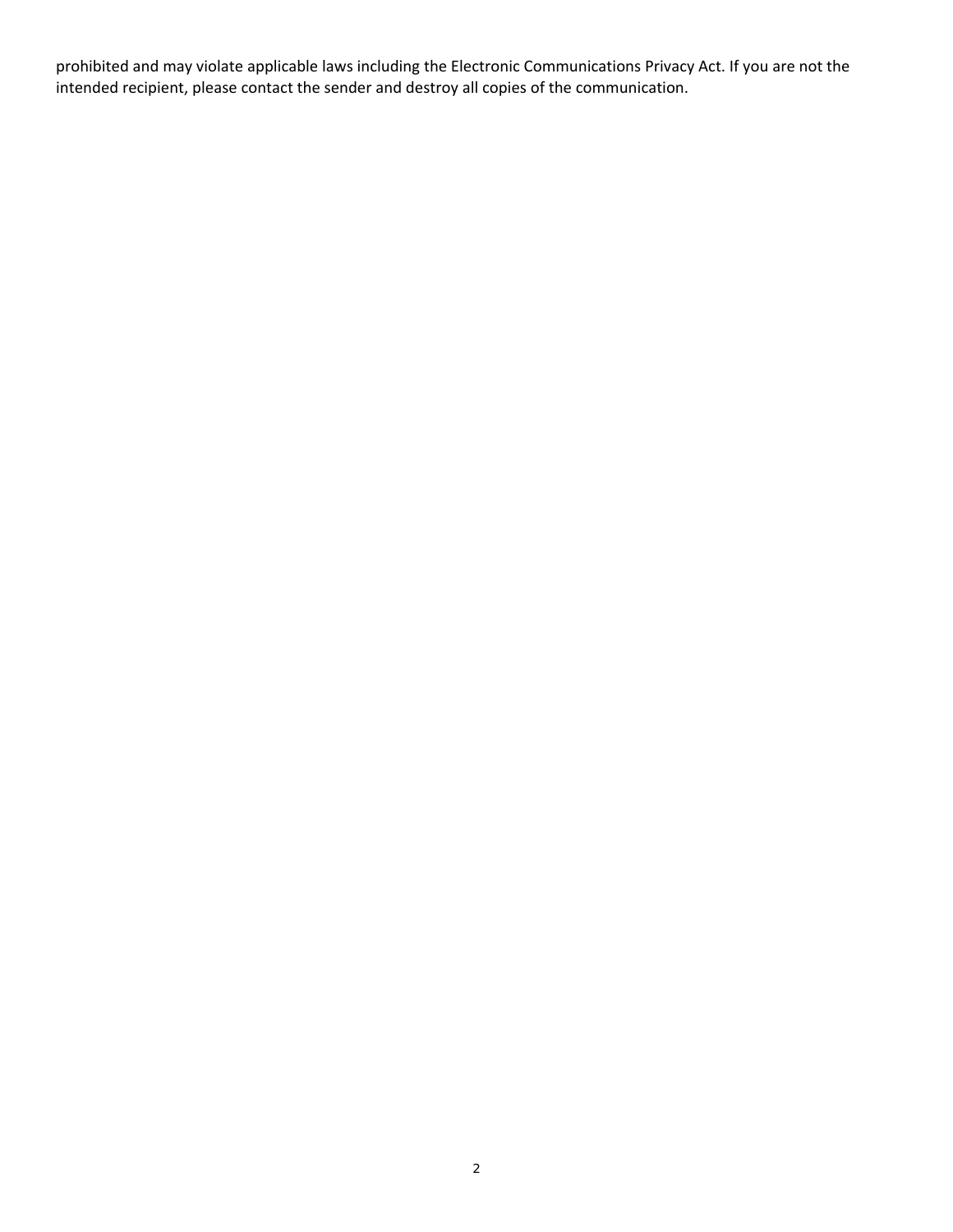prohibited and may violate applicable laws including the Electronic Communications Privacy Act. If you are not the intended recipient, please contact the sender and destroy all copies of the communication.